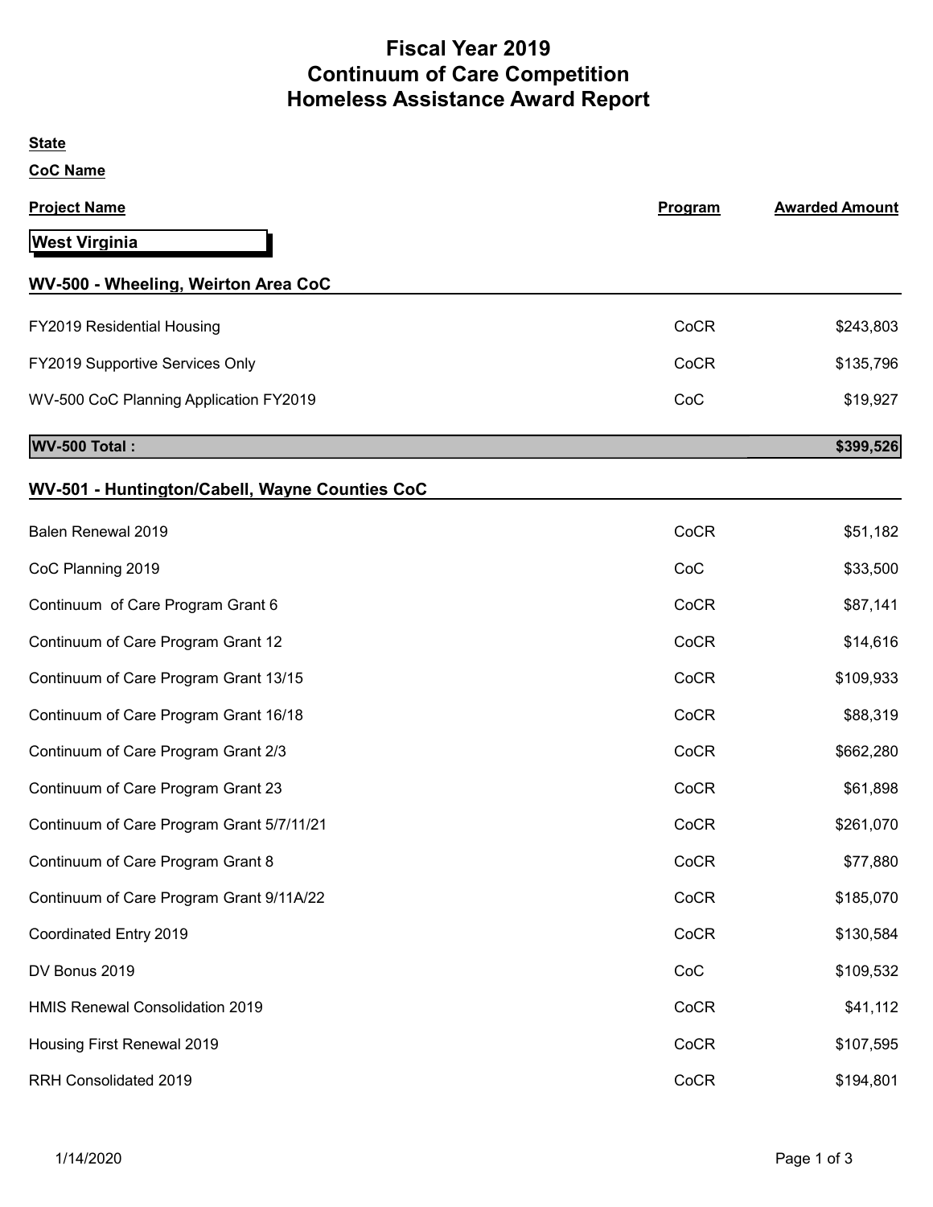# Fiscal Year 2019
# Continuum of Care Competition
# Homeless Assistance Award Report

**State**

**CoC Name**

| Project Name | Program | Awarded Amount |
|---|---|---|
| **West Virginia** | | |
| **WV-500 - Wheeling, Weirton Area CoC** | | |
| FY2019 Residential Housing | CoCR | $243,803 |
| FY2019 Supportive Services Only | CoCR | $135,796 |
| WV-500 CoC Planning Application FY2019 | CoC | $19,927 |
| **WV-500 Total :** | | **$399,526** |
| **WV-501 - Huntington/Cabell, Wayne Counties CoC** | | |
| Balen Renewal 2019 | CoCR | $51,182 |
| CoC Planning 2019 | CoC | $33,500 |
| Continuum of Care Program Grant 6 | CoCR | $87,141 |
| Continuum of Care Program Grant 12 | CoCR | $14,616 |
| Continuum of Care Program Grant 13/15 | CoCR | $109,933 |
| Continuum of Care Program Grant 16/18 | CoCR | $88,319 |
| Continuum of Care Program Grant 2/3 | CoCR | $662,280 |
| Continuum of Care Program Grant 23 | CoCR | $61,898 |
| Continuum of Care Program Grant 5/7/11/21 | CoCR | $261,070 |
| Continuum of Care Program Grant 8 | CoCR | $77,880 |
| Continuum of Care Program Grant 9/11A/22 | CoCR | $185,070 |
| Coordinated Entry 2019 | CoCR | $130,584 |
| DV Bonus 2019 | CoC | $109,532 |
| HMIS Renewal Consolidation 2019 | CoCR | $41,112 |
| Housing First Renewal 2019 | CoCR | $107,595 |
| RRH Consolidated 2019 | CoCR | $194,801 |

1/14/2020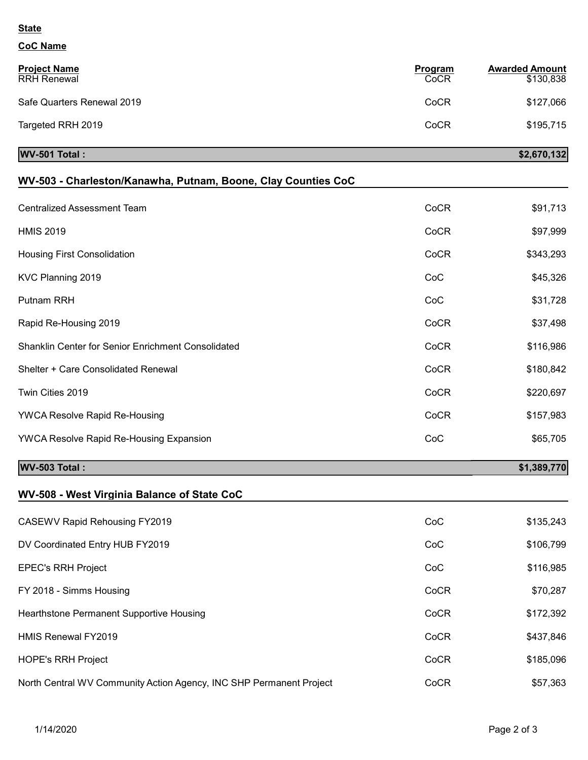**State**

**CoC Name**

| Project Name | Program | Awarded Amount |
|---|---|---|
| RRH Renewal | CoCR | $130,838 |
| Safe Quarters Renewal 2019 | CoCR | $127,066 |
| Targeted RRH 2019 | CoCR | $195,715 |
| **WV-501 Total :** | | **$2,670,132** |

## WV-503 - Charleston/Kanawha, Putnam, Boone, Clay Counties CoC

| Project Name | Program | Awarded Amount |
|---|---|---|
| Centralized Assessment Team | CoCR | $91,713 |
| HMIS 2019 | CoCR | $97,999 |
| Housing First Consolidation | CoCR | $343,293 |
| KVC Planning 2019 | CoC | $45,326 |
| Putnam RRH | CoC | $31,728 |
| Rapid Re-Housing 2019 | CoCR | $37,498 |
| Shanklin Center for Senior Enrichment Consolidated | CoCR | $116,986 |
| Shelter + Care Consolidated Renewal | CoCR | $180,842 |
| Twin Cities 2019 | CoCR | $220,697 |
| YWCA Resolve Rapid Re-Housing | CoCR | $157,983 |
| YWCA Resolve Rapid Re-Housing Expansion | CoC | $65,705 |
| **WV-503 Total :** | | **$1,389,770** |

## WV-508 - West Virginia Balance of State CoC

| Project Name | Program | Awarded Amount |
|---|---|---|
| CASEWV Rapid Rehousing FY2019 | CoC | $135,243 |
| DV Coordinated Entry HUB FY2019 | CoC | $106,799 |
| EPEC's RRH Project | CoC | $116,985 |
| FY 2018 - Simms Housing | CoCR | $70,287 |
| Hearthstone Permanent Supportive Housing | CoCR | $172,392 |
| HMIS Renewal FY2019 | CoCR | $437,846 |
| HOPE's RRH Project | CoCR | $185,096 |
| North Central WV Community Action Agency, INC SHP Permanent Project | CoCR | $57,363 |

1/14/2020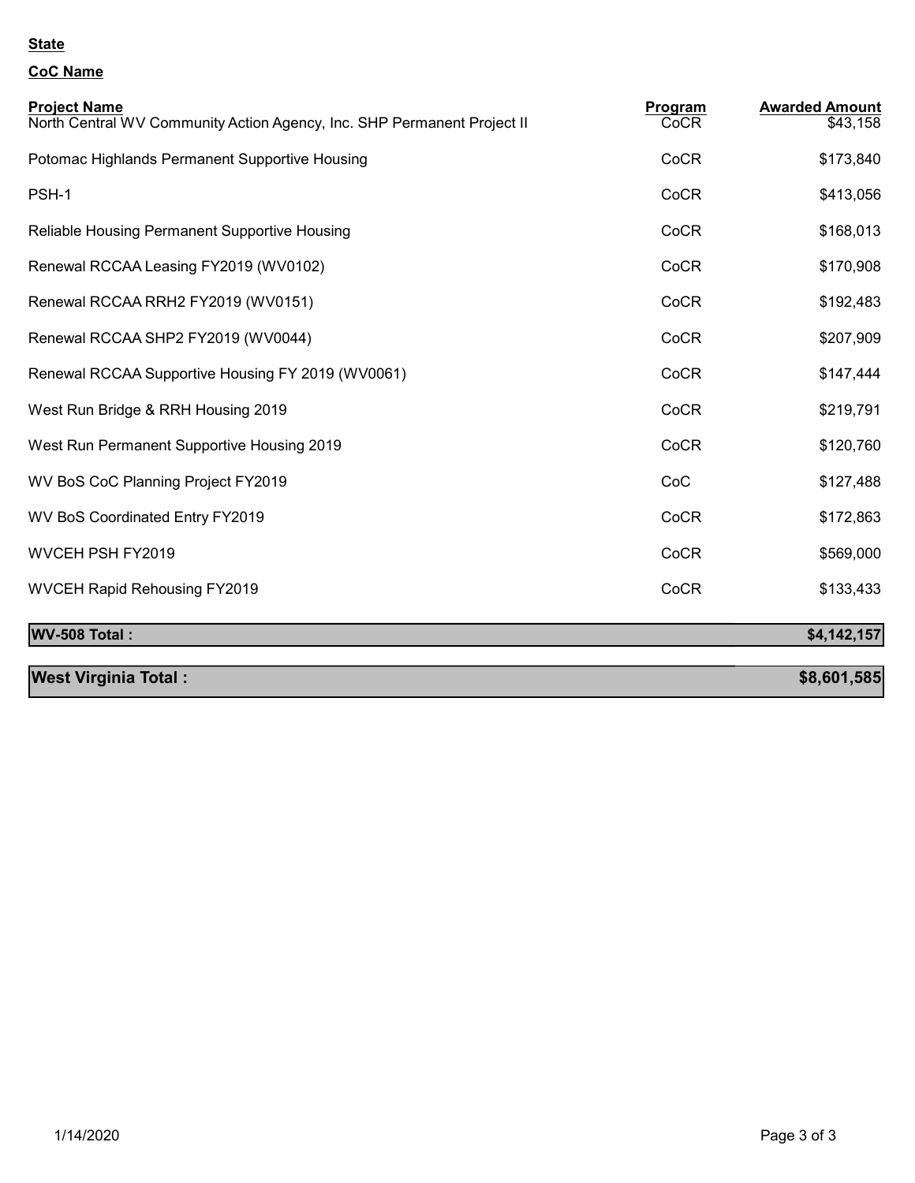**State**

**CoC Name**

| Project Name | Program | Awarded Amount |
|---|---|---|
| North Central WV Community Action Agency, Inc. SHP Permanent Project II | CoCR | $43,158 |
| Potomac Highlands Permanent Supportive Housing | CoCR | $173,840 |
| PSH-1 | CoCR | $413,056 |
| Reliable Housing Permanent Supportive Housing | CoCR | $168,013 |
| Renewal RCCAA Leasing FY2019 (WV0102) | CoCR | $170,908 |
| Renewal RCCAA RRH2 FY2019 (WV0151) | CoCR | $192,483 |
| Renewal RCCAA SHP2 FY2019 (WV0044) | CoCR | $207,909 |
| Renewal RCCAA Supportive Housing FY 2019 (WV0061) | CoCR | $147,444 |
| West Run Bridge & RRH Housing 2019 | CoCR | $219,791 |
| West Run Permanent Supportive Housing 2019 | CoCR | $120,760 |
| WV BoS CoC Planning Project FY2019 | CoC | $127,488 |
| WV BoS Coordinated Entry FY2019 | CoCR | $172,863 |
| WVCEH PSH FY2019 | CoCR | $569,000 |
| WVCEH Rapid Rehousing FY2019 | CoCR | $133,433 |
| **WV-508 Total :** | | **$4,142,157** |
| **West Virginia Total :** | | **$8,601,585** |

1/14/2020